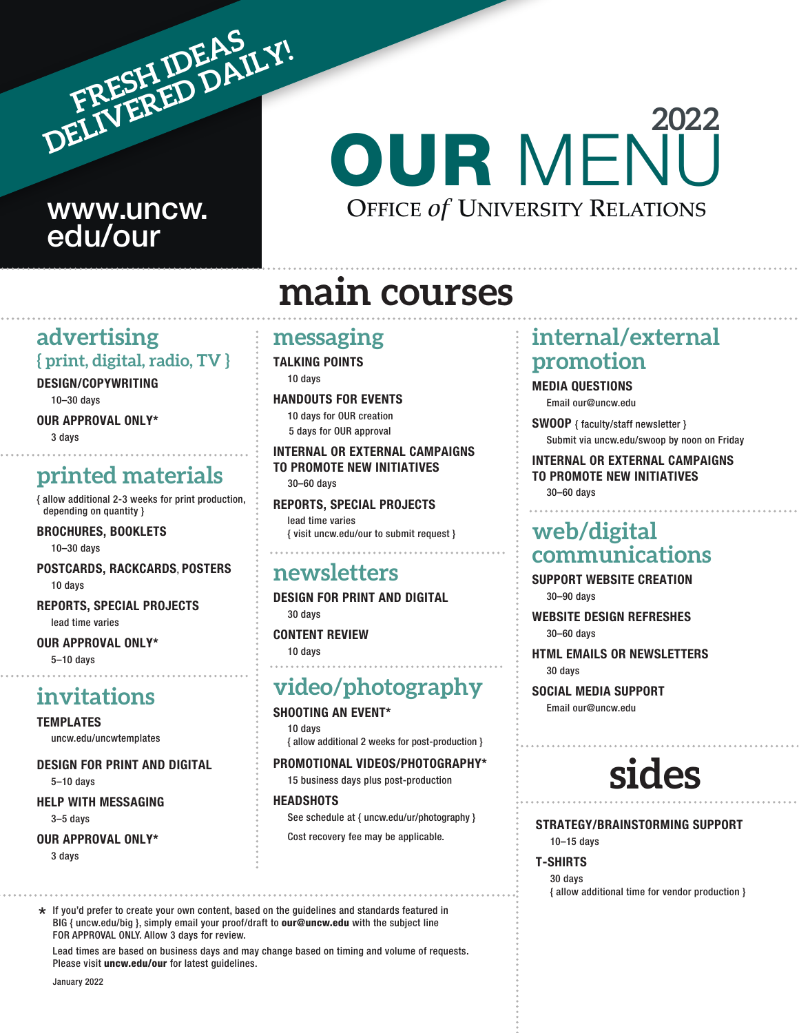FRESH IDEAS DELIVERED DAILY!

www.uncw.edu/our

# 2022 OUR MENU

OFFICE *of* UNIVERSITY RELATIONS

# main courses

## advertising

{ print, digital, radio, TV }

**DESIGN/COPYWRITING**
10–30 days

**OUR APPROVAL ONLY***
3 days

## printed materials

{ allow additional 2-3 weeks for print production, depending on quantity }

**BROCHURES, BOOKLETS**
10–30 days

**POSTCARDS, RACKCARDS, POSTERS**
10 days

**REPORTS, SPECIAL PROJECTS**
lead time varies

**OUR APPROVAL ONLY***
5–10 days

## invitations

**TEMPLATES**
uncw.edu/uncwtemplates

**DESIGN FOR PRINT AND DIGITAL**
5–10 days

**HELP WITH MESSAGING**
3–5 days

**OUR APPROVAL ONLY***
3 days

## messaging

**TALKING POINTS**
10 days

**HANDOUTS FOR EVENTS**
10 days for OUR creation
5 days for OUR approval

**INTERNAL OR EXTERNAL CAMPAIGNS TO PROMOTE NEW INITIATIVES**
30–60 days

**REPORTS, SPECIAL PROJECTS**
lead time varies
{ visit uncw.edu/our to submit request }

## newsletters

**DESIGN FOR PRINT AND DIGITAL**
30 days

**CONTENT REVIEW**
10 days

## video/photography

**SHOOTING AN EVENT***
10 days
{ allow additional 2 weeks for post-production }

**PROMOTIONAL VIDEOS/PHOTOGRAPHY***
15 business days plus post-production

**HEADSHOTS**
See schedule at { uncw.edu/ur/photography }
Cost recovery fee may be applicable.

## internal/external promotion

**MEDIA QUESTIONS**
Email our@uncw.edu

**SWOOP** { faculty/staff newsletter }
Submit via uncw.edu/swoop by noon on Friday

**INTERNAL OR EXTERNAL CAMPAIGNS TO PROMOTE NEW INITIATIVES**
30–60 days

## web/digital communications

**SUPPORT WEBSITE CREATION**
30–90 days

**WEBSITE DESIGN REFRESHES**
30–60 days

**HTML EMAILS OR NEWSLETTERS**
30 days

**SOCIAL MEDIA SUPPORT**
Email our@uncw.edu

# sides

**STRATEGY/BRAINSTORMING SUPPORT**
10–15 days

**T-SHIRTS**
30 days
{ allow additional time for vendor production }

* If you'd prefer to create your own content, based on the guidelines and standards featured in BIG { uncw.edu/big }, simply email your proof/draft to **our@uncw.edu** with the subject line FOR APPROVAL ONLY. Allow 3 days for review.

Lead times are based on business days and may change based on timing and volume of requests. Please visit **uncw.edu/our** for latest guidelines.

January 2022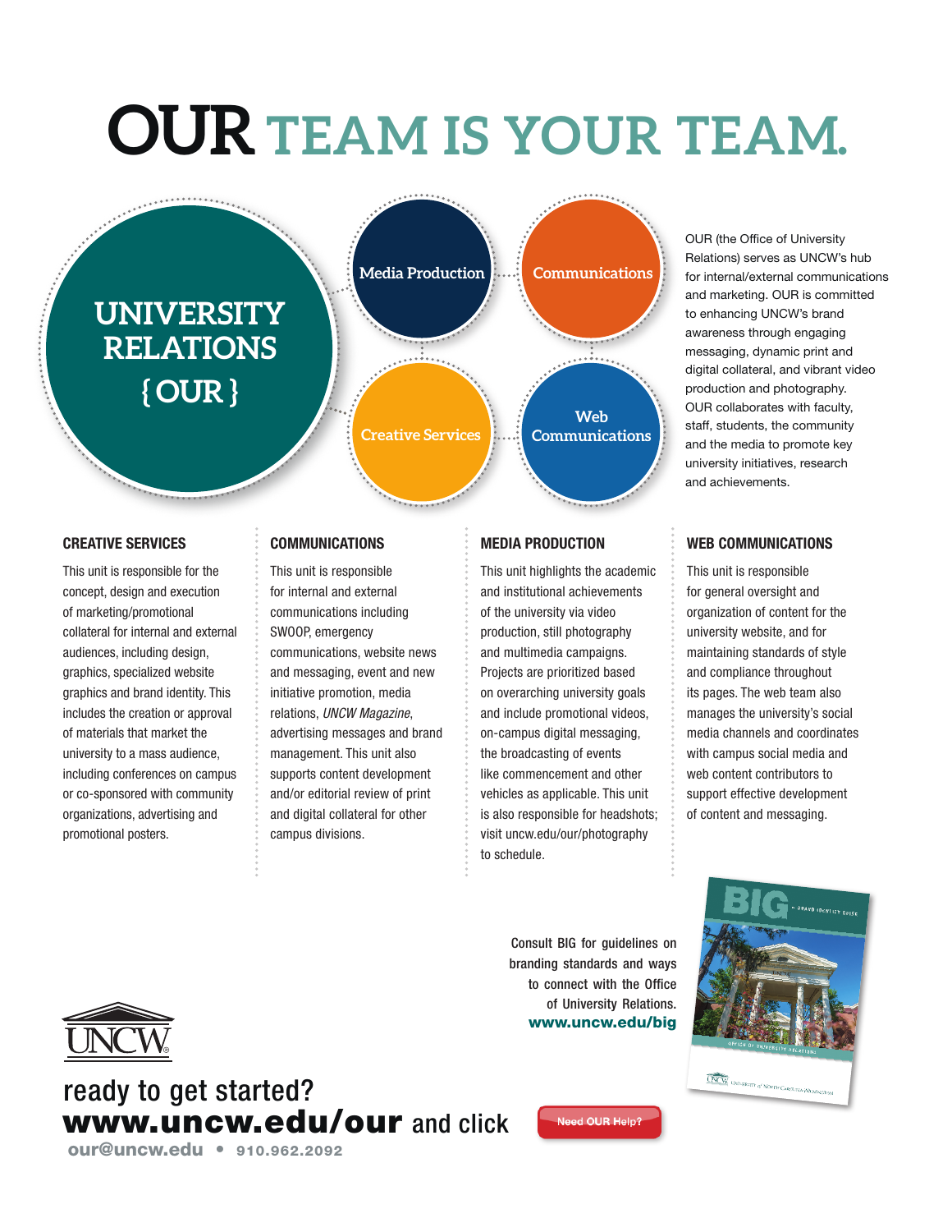# OUR TEAM IS YOUR TEAM.

UNIVERSITY RELATIONS { OUR }

Media Production

Communications

Creative Services

Web Communications

OUR (the Office of University Relations) serves as UNCW's hub for internal/external communications and marketing. OUR is committed to enhancing UNCW's brand awareness through engaging messaging, dynamic print and digital collateral, and vibrant video production and photography. OUR collaborates with faculty, staff, students, the community and the media to promote key university initiatives, research and achievements.

### CREATIVE SERVICES

This unit is responsible for the concept, design and execution of marketing/promotional collateral for internal and external audiences, including design, graphics, specialized website graphics and brand identity. This includes the creation or approval of materials that market the university to a mass audience, including conferences on campus or co-sponsored with community organizations, advertising and promotional posters.

### COMMUNICATIONS

This unit is responsible for internal and external communications including SWOOP, emergency communications, website news and messaging, event and new initiative promotion, media relations, *UNCW Magazine*, advertising messages and brand management. This unit also supports content development and/or editorial review of print and digital collateral for other campus divisions.

### MEDIA PRODUCTION

This unit highlights the academic and institutional achievements of the university via video production, still photography and multimedia campaigns. Projects are prioritized based on overarching university goals and include promotional videos, on-campus digital messaging, the broadcasting of events like commencement and other vehicles as applicable. This unit is also responsible for headshots; visit uncw.edu/our/photography to schedule.

### WEB COMMUNICATIONS

This unit is responsible for general oversight and organization of content for the university website, and for maintaining standards of style and compliance throughout its pages. The web team also manages the university's social media channels and coordinates with campus social media and web content contributors to support effective development of content and messaging.

Consult BIG for guidelines on branding standards and ways to connect with the Office of University Relations. **www.uncw.edu/big**

ready to get started?
**www.uncw.edu/our** and click **Need OUR Help?**

**our@uncw.edu • 910.962.2092**